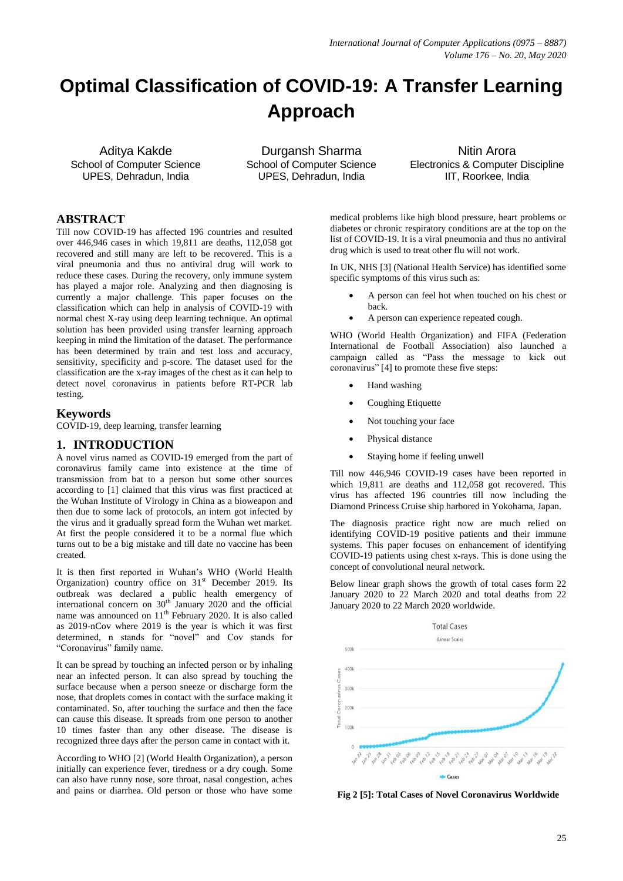# Optimal Classification of COVID-19: A Transfer Learning Approach

Aditya Kakde
School of Computer Science
UPES, Dehradun, India

Durgansh Sharma
School of Computer Science
UPES, Dehradun, India

Nitin Arora
Electronics & Computer Discipline
IIT, Roorkee, India

## ABSTRACT

Till now COVID-19 has affected 196 countries and resulted over 446,946 cases in which 19,811 are deaths, 112,058 got recovered and still many are left to be recovered. This is a viral pneumonia and thus no antiviral drug will work to reduce these cases. During the recovery, only immune system has played a major role. Analyzing and then diagnosing is currently a major challenge. This paper focuses on the classification which can help in analysis of COVID-19 with normal chest X-ray using deep learning technique. An optimal solution has been provided using transfer learning approach keeping in mind the limitation of the dataset. The performance has been determined by train and test loss and accuracy, sensitivity, specificity and p-score. The dataset used for the classification are the x-ray images of the chest as it can help to detect novel coronavirus in patients before RT-PCR lab testing.

## Keywords

COVID-19, deep learning, transfer learning

## 1. INTRODUCTION

A novel virus named as COVID-19 emerged from the part of coronavirus family came into existence at the time of transmission from bat to a person but some other sources according to [1] claimed that this virus was first practiced at the Wuhan Institute of Virology in China as a bioweapon and then due to some lack of protocols, an intern got infected by the virus and it gradually spread form the Wuhan wet market. At first the people considered it to be a normal flue which turns out to be a big mistake and till date no vaccine has been created.

It is then first reported in Wuhan's WHO (World Health Organization) country office on 31st December 2019. Its outbreak was declared a public health emergency of international concern on 30th January 2020 and the official name was announced on 11th February 2020. It is also called as 2019-nCov where 2019 is the year is which it was first determined, n stands for "novel" and Cov stands for "Coronavirus" family name.

It can be spread by touching an infected person or by inhaling near an infected person. It can also spread by touching the surface because when a person sneeze or discharge form the nose, that droplets comes in contact with the surface making it contaminated. So, after touching the surface and then the face can cause this disease. It spreads from one person to another 10 times faster than any other disease. The disease is recognized three days after the person came in contact with it.

According to WHO [2] (World Health Organization), a person initially can experience fever, tiredness or a dry cough. Some can also have runny nose, sore throat, nasal congestion, aches and pains or diarrhea. Old person or those who have some medical problems like high blood pressure, heart problems or diabetes or chronic respiratory conditions are at the top on the list of COVID-19. It is a viral pneumonia and thus no antiviral drug which is used to treat other flu will not work.

In UK, NHS [3] (National Health Service) has identified some specific symptoms of this virus such as:

- A person can feel hot when touched on his chest or back.
- A person can experience repeated cough.

WHO (World Health Organization) and FIFA (Federation International de Football Association) also launched a campaign called as "Pass the message to kick out coronavirus" [4] to promote these five steps:

- Hand washing
- Coughing Etiquette
- Not touching your face
- Physical distance
- Staying home if feeling unwell

Till now 446,946 COVID-19 cases have been reported in which 19,811 are deaths and 112,058 got recovered. This virus has affected 196 countries till now including the Diamond Princess Cruise ship harbored in Yokohama, Japan.

The diagnosis practice right now are much relied on identifying COVID-19 positive patients and their immune systems. This paper focuses on enhancement of identifying COVID-19 patients using chest x-rays. This is done using the concept of convolutional neural network.

Below linear graph shows the growth of total cases form 22 January 2020 to 22 March 2020 and total deaths from 22 January 2020 to 22 March 2020 worldwide.

**Fig 2 [5]: Total Cases of Novel Coronavirus Worldwide**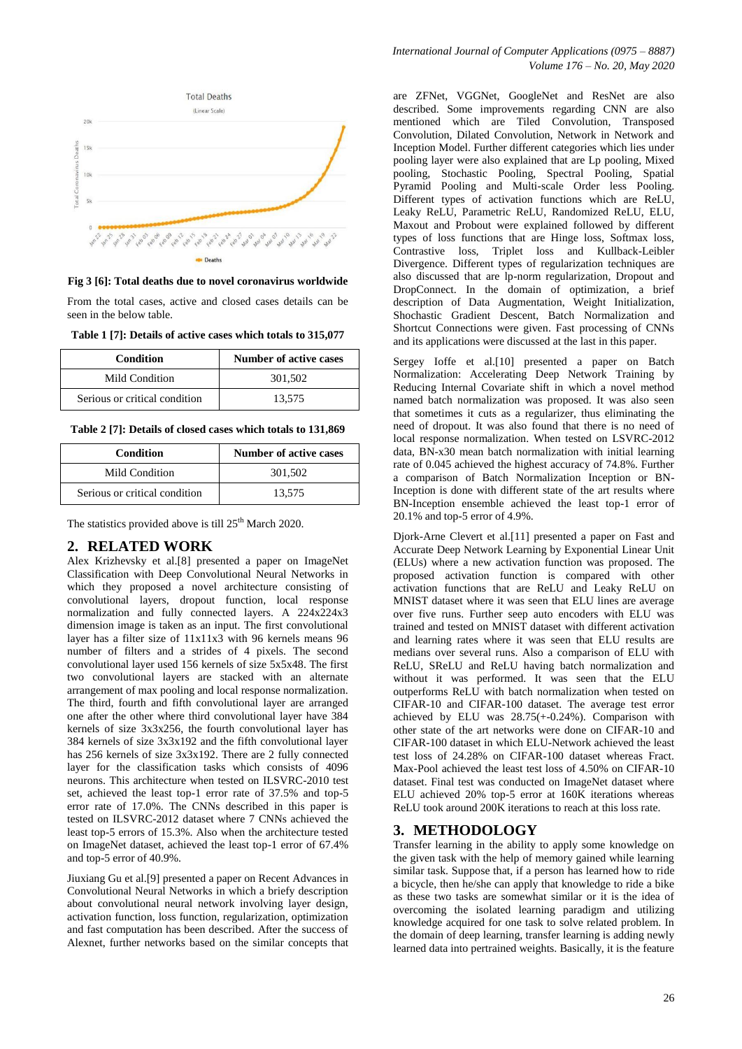Fig 3 [6]: Total deaths due to novel coronavirus worldwide

From the total cases, active and closed cases details can be seen in the below table.

**Table 1 [7]: Details of active cases which totals to 315,077**

| Condition | Number of active cases |
| --- | --- |
| Mild Condition | 301,502 |
| Serious or critical condition | 13,575 |

**Table 2 [7]: Details of closed cases which totals to 131,869**

| Condition | Number of active cases |
| --- | --- |
| Mild Condition | 301,502 |
| Serious or critical condition | 13,575 |

The statistics provided above is till 25th March 2020.

## 2. RELATED WORK

Alex Krizhevsky et al.[8] presented a paper on ImageNet Classification with Deep Convolutional Neural Networks in which they proposed a novel architecture consisting of convolutional layers, dropout function, local response normalization and fully connected layers. A 224x224x3 dimension image is taken as an input. The first convolutional layer has a filter size of 11x11x3 with 96 kernels means 96 number of filters and a strides of 4 pixels. The second convolutional layer used 156 kernels of size 5x5x48. The first two convolutional layers are stacked with an alternate arrangement of max pooling and local response normalization. The third, fourth and fifth convolutional layer are arranged one after the other where third convolutional layer have 384 kernels of size 3x3x256, the fourth convolutional layer has 384 kernels of size 3x3x192 and the fifth convolutional layer has 256 kernels of size 3x3x192. There are 2 fully connected layer for the classification tasks which consists of 4096 neurons. This architecture when tested on ILSVRC-2010 test set, achieved the least top-1 error rate of 37.5% and top-5 error rate of 17.0%. The CNNs described in this paper is tested on ILSVRC-2012 dataset where 7 CNNs achieved the least top-5 errors of 15.3%. Also when the architecture tested on ImageNet dataset, achieved the least top-1 error of 67.4% and top-5 error of 40.9%.

Jiuxiang Gu et al.[9] presented a paper on Recent Advances in Convolutional Neural Networks in which a briefly description about convolutional neural network involving layer design, activation function, loss function, regularization, optimization and fast computation has been described. After the success of Alexnet, further networks based on the similar concepts that are ZFNet, VGGNet, GoogleNet and ResNet are also described. Some improvements regarding CNN are also mentioned which are Tiled Convolution, Transposed Convolution, Dilated Convolution, Network in Network and Inception Model. Further different categories which lies under pooling layer were also explained that are Lp pooling, Mixed pooling, Stochastic Pooling, Spectral Pooling, Spatial Pyramid Pooling and Multi-scale Order less Pooling. Different types of activation functions which are ReLU, Leaky ReLU, Parametric ReLU, Randomized ReLU, ELU, Maxout and Probout were explained followed by different types of loss functions that are Hinge loss, Softmax loss, Contrastive loss, Triplet loss and Kullback-Leibler Divergence. Different types of regularization techniques are also discussed that are lp-norm regularization, Dropout and DropConnect. In the domain of optimization, a brief description of Data Augmentation, Weight Initialization, Shochastic Gradient Descent, Batch Normalization and Shortcut Connections were given. Fast processing of CNNs and its applications were discussed at the last in this paper.

Sergey Ioffe et al.[10] presented a paper on Batch Normalization: Accelerating Deep Network Training by Reducing Internal Covariate shift in which a novel method named batch normalization was proposed. It was also seen that sometimes it cuts as a regularizer, thus eliminating the need of dropout. It was also found that there is no need of local response normalization. When tested on LSVRC-2012 data, BN-x30 mean batch normalization with initial learning rate of 0.045 achieved the highest accuracy of 74.8%. Further a comparison of Batch Normalization Inception or BN-Inception is done with different state of the art results where BN-Inception ensemble achieved the least top-1 error of 20.1% and top-5 error of 4.9%.

Djork-Arne Clevert et al.[11] presented a paper on Fast and Accurate Deep Network Learning by Exponential Linear Unit (ELUs) where a new activation function was proposed. The proposed activation function is compared with other activation functions that are ReLU and Leaky ReLU on MNIST dataset where it was seen that ELU lines are average over five runs. Further seep auto encoders with ELU was trained and tested on MNIST dataset with different activation and learning rates where it was seen that ELU results are medians over several runs. Also a comparison of ELU with ReLU, SReLU and ReLU having batch normalization and without it was performed. It was seen that the ELU outperforms ReLU with batch normalization when tested on CIFAR-10 and CIFAR-100 dataset. The average test error achieved by ELU was 28.75(+-0.24%). Comparison with other state of the art networks were done on CIFAR-10 and CIFAR-100 dataset in which ELU-Network achieved the least test loss of 24.28% on CIFAR-100 dataset whereas Fract. Max-Pool achieved the least test loss of 4.50% on CIFAR-10 dataset. Final test was conducted on ImageNet dataset where ELU achieved 20% top-5 error at 160K iterations whereas ReLU took around 200K iterations to reach at this loss rate.

## 3. METHODOLOGY

Transfer learning in the ability to apply some knowledge on the given task with the help of memory gained while learning similar task. Suppose that, if a person has learned how to ride a bicycle, then he/she can apply that knowledge to ride a bike as these two tasks are somewhat similar or it is the idea of overcoming the isolated learning paradigm and utilizing knowledge acquired for one task to solve related problem. In the domain of deep learning, transfer learning is adding newly learned data into pertrained weights. Basically, it is the feature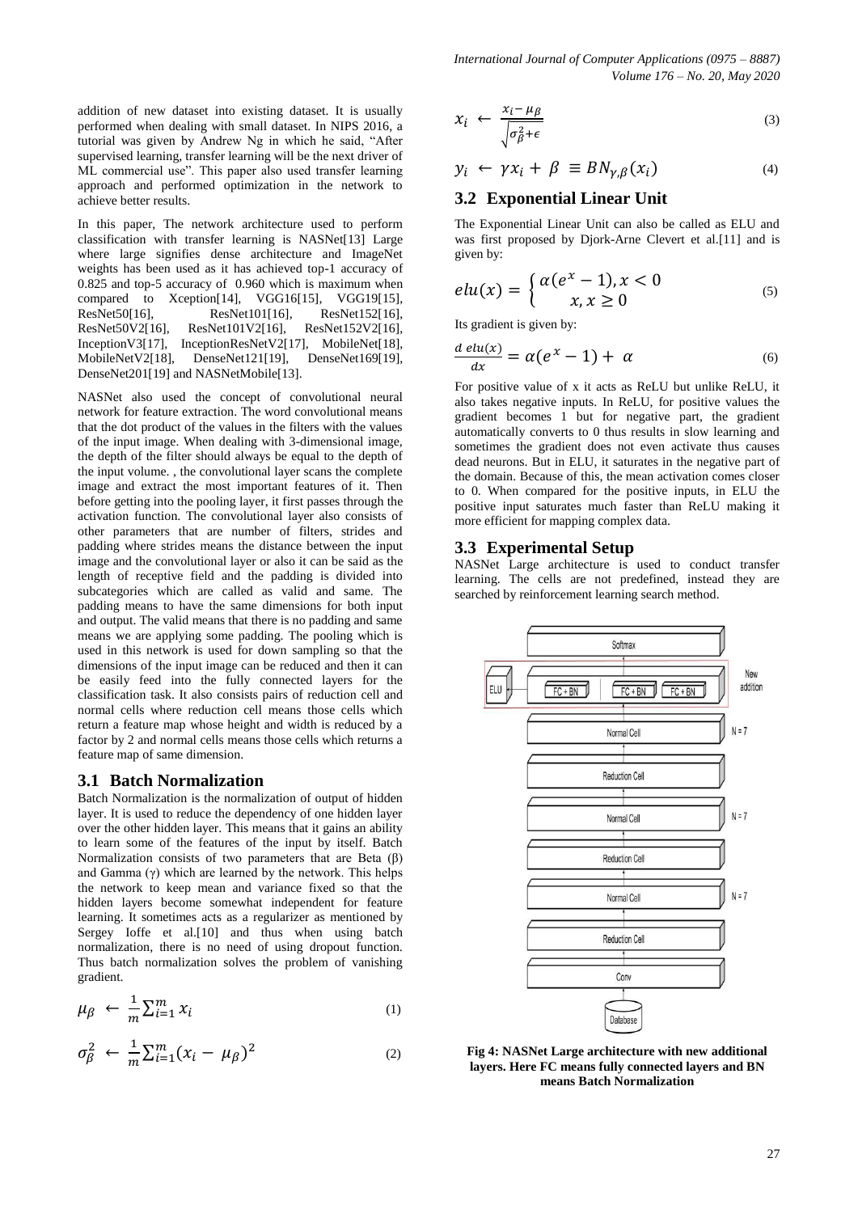addition of new dataset into existing dataset. It is usually performed when dealing with small dataset. In NIPS 2016, a tutorial was given by Andrew Ng in which he said, "After supervised learning, transfer learning will be the next driver of ML commercial use". This paper also used transfer learning approach and performed optimization in the network to achieve better results.

In this paper, The network architecture used to perform classification with transfer learning is NASNet[13] Large where large signifies dense architecture and ImageNet weights has been used as it has achieved top-1 accuracy of 0.825 and top-5 accuracy of 0.960 which is maximum when compared to Xception[14], VGG16[15], VGG19[15], ResNet50[16], ResNet101[16], ResNet152[16], ResNet50V2[16], ResNet101V2[16], ResNet152V2[16], InceptionV3[17], InceptionResNetV2[17], MobileNet[18], MobileNetV2[18], DenseNet121[19], DenseNet169[19], DenseNet201[19] and NASNetMobile[13].

NASNet also used the concept of convolutional neural network for feature extraction. The word convolutional means that the dot product of the values in the filters with the values of the input image. When dealing with 3-dimensional image, the depth of the filter should always be equal to the depth of the input volume. , the convolutional layer scans the complete image and extract the most important features of it. Then before getting into the pooling layer, it first passes through the activation function. The convolutional layer also consists of other parameters that are number of filters, strides and padding where strides means the distance between the input image and the convolutional layer or also it can be said as the length of receptive field and the padding is divided into subcategories which are called as valid and same. The padding means to have the same dimensions for both input and output. The valid means that there is no padding and same means we are applying some padding. The pooling which is used in this network is used for down sampling so that the dimensions of the input image can be reduced and then it can be easily feed into the fully connected layers for the classification task. It also consists pairs of reduction cell and normal cells where reduction cell means those cells which return a feature map whose height and width is reduced by a factor by 2 and normal cells means those cells which returns a feature map of same dimension.

### 3.1 Batch Normalization

Batch Normalization is the normalization of output of hidden layer. It is used to reduce the dependency of one hidden layer over the other hidden layer. This means that it gains an ability to learn some of the features of the input by itself. Batch Normalization consists of two parameters that are Beta (β) and Gamma (γ) which are learned by the network. This helps the network to keep mean and variance fixed so that the hidden layers become somewhat independent for feature learning. It sometimes acts as a regularizer as mentioned by Sergey Ioffe et al.[10] and thus when using batch normalization, there is no need of using dropout function. Thus batch normalization solves the problem of vanishing gradient.

$$\mu_\beta \leftarrow \frac{1}{m}\sum_{i=1}^{m} x_i \tag{1}$$

$$\sigma_\beta^2 \leftarrow \frac{1}{m}\sum_{i=1}^{m}(x_i - \mu_\beta)^2 \tag{2}$$

$$x_i \leftarrow \frac{x_i - \mu_\beta}{\sqrt{\sigma_\beta^2 + \epsilon}} \tag{3}$$

$$y_i \leftarrow \gamma x_i + \beta \equiv BN_{\gamma,\beta}(x_i) \tag{4}$$

### 3.2 Exponential Linear Unit

The Exponential Linear Unit can also be called as ELU and was first proposed by Djork-Arne Clevert et al.[11] and is given by:

$$elu(x) = \begin{cases} \alpha(e^x - 1), x < 0 \\ x, x \geq 0 \end{cases} \tag{5}$$

Its gradient is given by:

$$\frac{d\ elu(x)}{dx} = \alpha(e^x - 1) + \alpha \tag{6}$$

For positive value of x it acts as ReLU but unlike ReLU, it also takes negative inputs. In ReLU, for positive values the gradient becomes 1 but for negative part, the gradient automatically converts to 0 thus results in slow learning and sometimes the gradient does not even activate thus causes dead neurons. But in ELU, it saturates in the negative part of the domain. Because of this, the mean activation comes closer to 0. When compared for the positive inputs, in ELU the positive input saturates much faster than ReLU making it more efficient for mapping complex data.

### 3.3 Experimental Setup

NASNet Large architecture is used to conduct transfer learning. The cells are not predefined, instead they are searched by reinforcement learning search method.

**Fig 4: NASNet Large architecture with new additional layers. Here FC means fully connected layers and BN means Batch Normalization**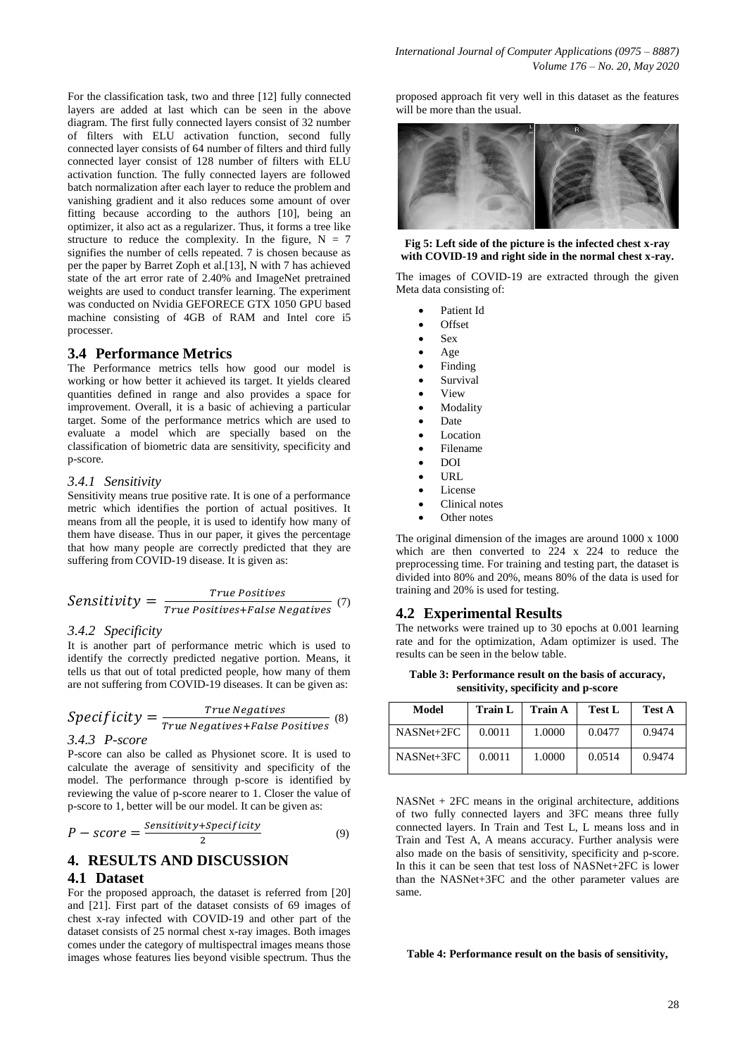For the classification task, two and three [12] fully connected layers are added at last which can be seen in the above diagram. The first fully connected layers consist of 32 number of filters with ELU activation function, second fully connected layer consists of 64 number of filters and third fully connected layer consist of 128 number of filters with ELU activation function. The fully connected layers are followed batch normalization after each layer to reduce the problem and vanishing gradient and it also reduces some amount of over fitting because according to the authors [10], being an optimizer, it also act as a regularizer. Thus, it forms a tree like structure to reduce the complexity. In the figure, N = 7 signifies the number of cells repeated. 7 is chosen because as per the paper by Barret Zoph et al.[13], N with 7 has achieved state of the art error rate of 2.40% and ImageNet pretrained weights are used to conduct transfer learning. The experiment was conducted on Nvidia GEFORECE GTX 1050 GPU based machine consisting of 4GB of RAM and Intel core i5 processer.

## 3.4 Performance Metrics

The Performance metrics tells how good our model is working or how better it achieved its target. It yields cleared quantities defined in range and also provides a space for improvement. Overall, it is a basic of achieving a particular target. Some of the performance metrics which are used to evaluate a model which are specially based on the classification of biometric data are sensitivity, specificity and p-score.

### *3.4.1 Sensitivity*

Sensitivity means true positive rate. It is one of a performance metric which identifies the portion of actual positives. It means from all the people, it is used to identify how many of them have disease. Thus in our paper, it gives the percentage that how many people are correctly predicted that they are suffering from COVID-19 disease. It is given as:

$$Sensitivity = \frac{True\ Positives}{True\ Positives + False\ Negatives} \quad (7)$$

### *3.4.2 Specificity*

It is another part of performance metric which is used to identify the correctly predicted negative portion. Means, it tells us that out of total predicted people, how many of them are not suffering from COVID-19 diseases. It can be given as:

$$Specificity = \frac{True\ Negatives}{True\ Negatives + False\ Positives} \quad (8)$$

### *3.4.3 P-score*

P-score can also be called as Physionet score. It is used to calculate the average of sensitivity and specificity of the model. The performance through p-score is identified by reviewing the value of p-score nearer to 1. Closer the value of p-score to 1, better will be our model. It can be given as:

$$P - score = \frac{Sensitivity + Specificity}{2} \quad (9)$$

# 4. RESULTS AND DISCUSSION

## 4.1 Dataset

For the proposed approach, the dataset is referred from [20] and [21]. First part of the dataset consists of 69 images of chest x-ray infected with COVID-19 and other part of the dataset consists of 25 normal chest x-ray images. Both images comes under the category of multispectral images means those images whose features lies beyond visible spectrum. Thus the proposed approach fit very well in this dataset as the features will be more than the usual.

**Fig 5: Left side of the picture is the infected chest x-ray with COVID-19 and right side in the normal chest x-ray.**

The images of COVID-19 are extracted through the given Meta data consisting of:

- Patient Id
- Offset
- Sex
- Age
- Finding
- Survival
- View
- Modality
- Date
- Location
- Filename
- DOI
- URL
- License
- Clinical notes
- Other notes

The original dimension of the images are around 1000 x 1000 which are then converted to 224 x 224 to reduce the preprocessing time. For training and testing part, the dataset is divided into 80% and 20%, means 80% of the data is used for training and 20% is used for testing.

## 4.2 Experimental Results

The networks were trained up to 30 epochs at 0.001 learning rate and for the optimization, Adam optimizer is used. The results can be seen in the below table.

**Table 3: Performance result on the basis of accuracy, sensitivity, specificity and p-score**

| Model | Train L | Train A | Test L | Test A |
|---|---|---|---|---|
| NASNet+2FC | 0.0011 | 1.0000 | 0.0477 | 0.9474 |
| NASNet+3FC | 0.0011 | 1.0000 | 0.0514 | 0.9474 |

NASNet + 2FC means in the original architecture, additions of two fully connected layers and 3FC means three fully connected layers. In Train and Test L, L means loss and in Train and Test A, A means accuracy. Further analysis were also made on the basis of sensitivity, specificity and p-score. In this it can be seen that test loss of NASNet+2FC is lower than the NASNet+3FC and the other parameter values are same.

**Table 4: Performance result on the basis of sensitivity,**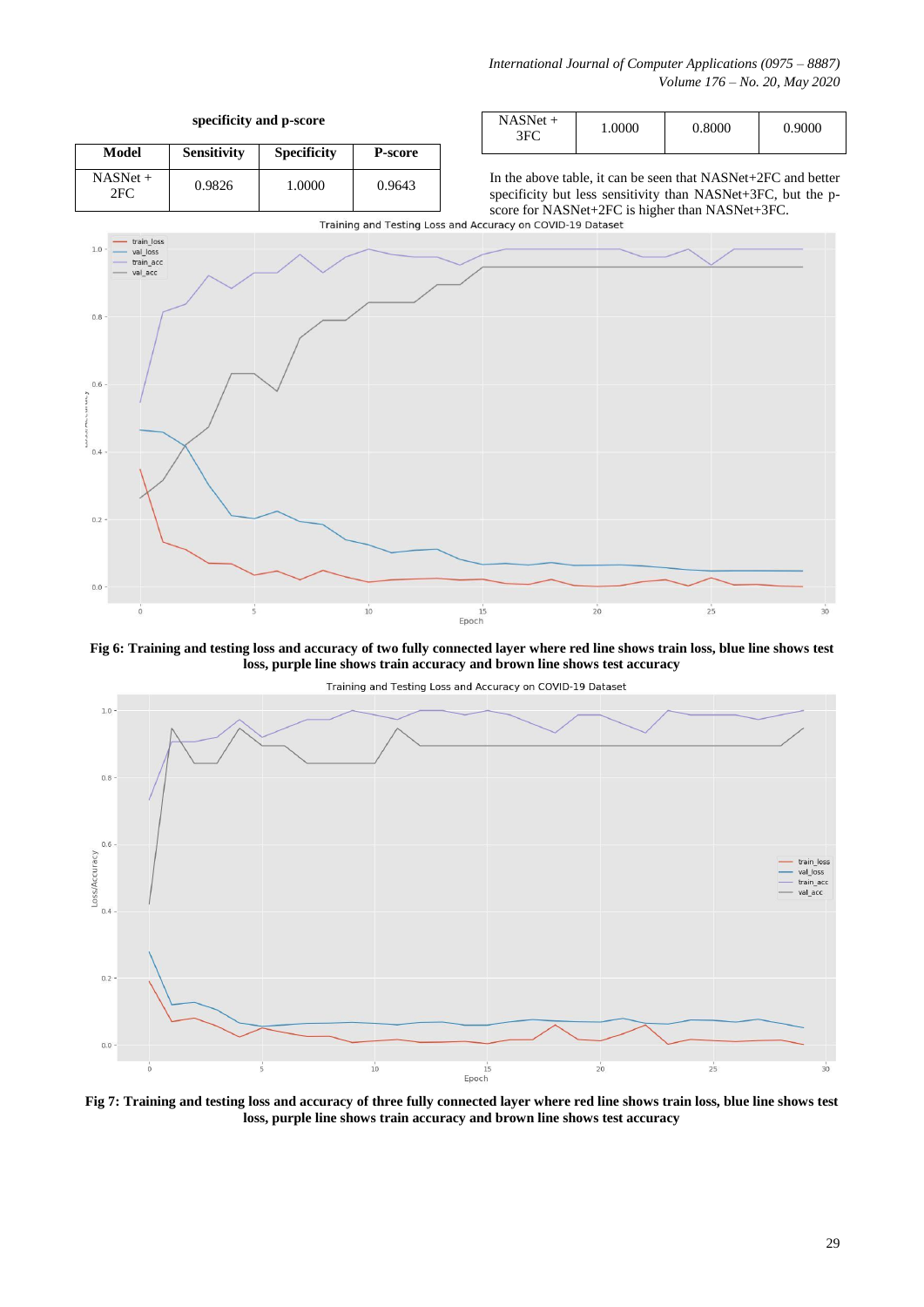**specificity and p-score**

| Model | Sensitivity | Specificity | P-score |
|---|---|---|---|
| NASNet + 2FC | 0.9826 | 1.0000 | 0.9643 |
| NASNet + 3FC | 1.0000 | 0.8000 | 0.9000 |

In the above table, it can be seen that NASNet+2FC and better specificity but less sensitivity than NASNet+3FC, but the p-score for NASNet+2FC is higher than NASNet+3FC.

**Fig 6: Training and testing loss and accuracy of two fully connected layer where red line shows train loss, blue line shows test loss, purple line shows train accuracy and brown line shows test accuracy**

**Fig 7: Training and testing loss and accuracy of three fully connected layer where red line shows train loss, blue line shows test loss, purple line shows train accuracy and brown line shows test accuracy**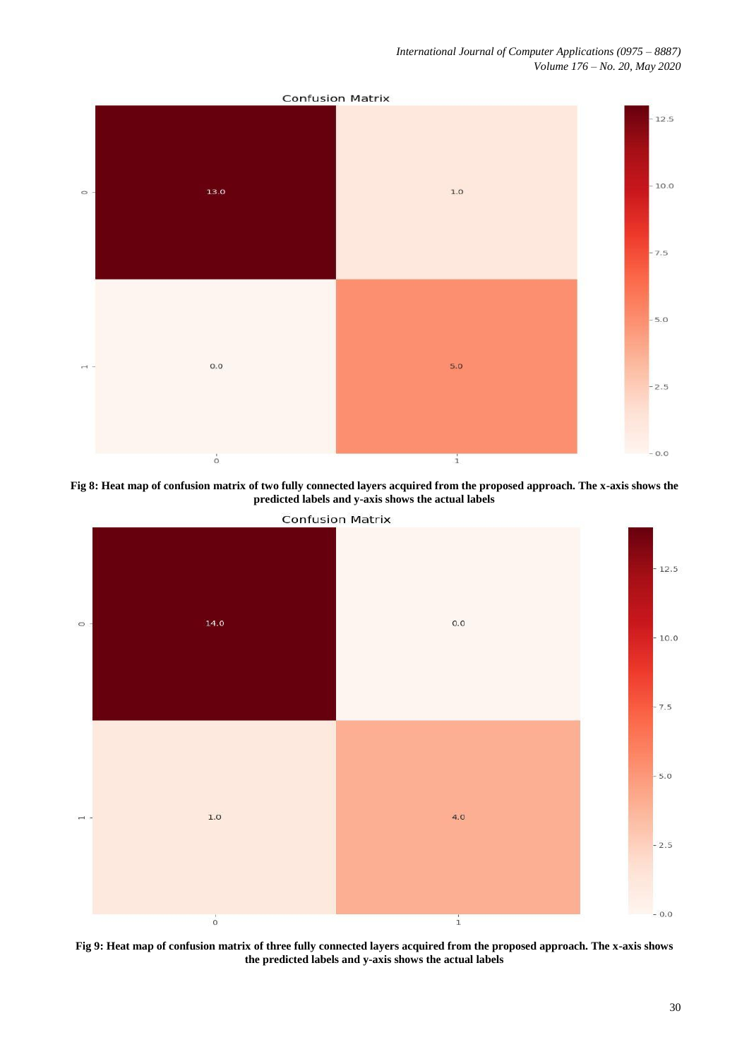Fig 8: Heat map of confusion matrix of two fully connected layers acquired from the proposed approach. The x-axis shows the predicted labels and y-axis shows the actual labels

Fig 9: Heat map of confusion matrix of three fully connected layers acquired from the proposed approach. The x-axis shows the predicted labels and y-axis shows the actual labels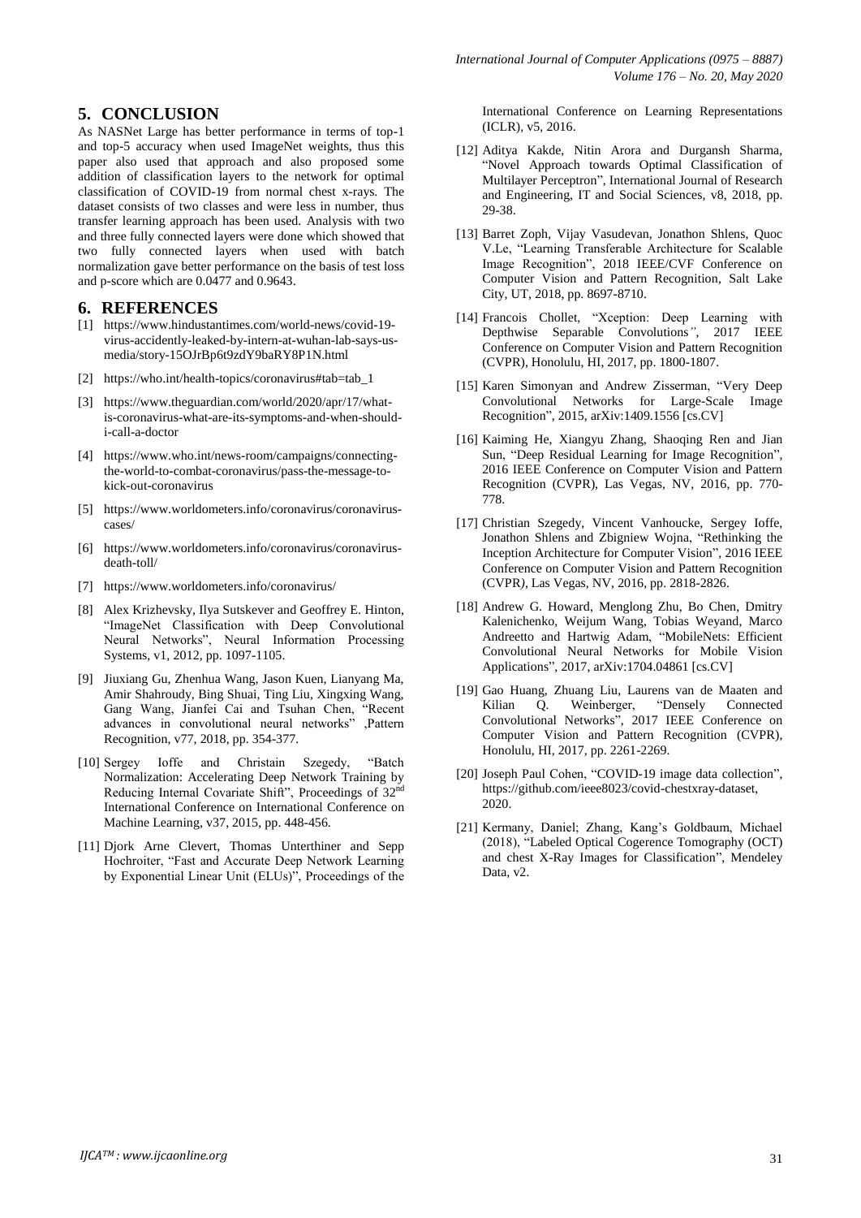## 5. CONCLUSION

As NASNet Large has better performance in terms of top-1 and top-5 accuracy when used ImageNet weights, thus this paper also used that approach and also proposed some addition of classification layers to the network for optimal classification of COVID-19 from normal chest x-rays. The dataset consists of two classes and were less in number, thus transfer learning approach has been used. Analysis with two and three fully connected layers were done which showed that two fully connected layers when used with batch normalization gave better performance on the basis of test loss and p-score which are 0.0477 and 0.9643.

## 6. REFERENCES

[1] https://www.hindustantimes.com/world-news/covid-19-virus-accidently-leaked-by-intern-at-wuhan-lab-says-us-media/story-15OJrBp6t9zdY9baRY8P1N.html

[2] https://who.int/health-topics/coronavirus#tab=tab_1

[3] https://www.theguardian.com/world/2020/apr/17/what-is-coronavirus-what-are-its-symptoms-and-when-should-i-call-a-doctor

[4] https://www.who.int/news-room/campaigns/connecting-the-world-to-combat-coronavirus/pass-the-message-to-kick-out-coronavirus

[5] https://www.worldometers.info/coronavirus/coronavirus-cases/

[6] https://www.worldometers.info/coronavirus/coronavirus-death-toll/

[7] https://www.worldometers.info/coronavirus/

[8] Alex Krizhevsky, Ilya Sutskever and Geoffrey E. Hinton, "ImageNet Classification with Deep Convolutional Neural Networks", Neural Information Processing Systems, v1, 2012, pp. 1097-1105.

[9] Jiuxiang Gu, Zhenhua Wang, Jason Kuen, Lianyang Ma, Amir Shahroudy, Bing Shuai, Ting Liu, Xingxing Wang, Gang Wang, Jianfei Cai and Tsuhan Chen, "Recent advances in convolutional neural networks" ,Pattern Recognition, v77, 2018, pp. 354-377.

[10] Sergey Ioffe and Christain Szegedy, "Batch Normalization: Accelerating Deep Network Training by Reducing Internal Covariate Shift", Proceedings of 32nd International Conference on International Conference on Machine Learning, v37, 2015, pp. 448-456.

[11] Djork Arne Clevert, Thomas Unterthiner and Sepp Hochroiter, "Fast and Accurate Deep Network Learning by Exponential Linear Unit (ELUs)", Proceedings of the International Conference on Learning Representations (ICLR), v5, 2016.

[12] Aditya Kakde, Nitin Arora and Durgansh Sharma, "Novel Approach towards Optimal Classification of Multilayer Perceptron", International Journal of Research and Engineering, IT and Social Sciences, v8, 2018, pp. 29-38.

[13] Barret Zoph, Vijay Vasudevan, Jonathon Shlens, Quoc V.Le, "Learning Transferable Architecture for Scalable Image Recognition", 2018 IEEE/CVF Conference on Computer Vision and Pattern Recognition, Salt Lake City, UT, 2018, pp. 8697-8710.

[14] Francois Chollet, "Xception: Deep Learning with Depthwise Separable Convolutions", 2017 IEEE Conference on Computer Vision and Pattern Recognition (CVPR), Honolulu, HI, 2017, pp. 1800-1807.

[15] Karen Simonyan and Andrew Zisserman, "Very Deep Convolutional Networks for Large-Scale Image Recognition", 2015, arXiv:1409.1556 [cs.CV]

[16] Kaiming He, Xiangyu Zhang, Shaoqing Ren and Jian Sun, "Deep Residual Learning for Image Recognition", 2016 IEEE Conference on Computer Vision and Pattern Recognition (CVPR), Las Vegas, NV, 2016, pp. 770-778.

[17] Christian Szegedy, Vincent Vanhoucke, Sergey Ioffe, Jonathon Shlens and Zbigniew Wojna, "Rethinking the Inception Architecture for Computer Vision", 2016 IEEE Conference on Computer Vision and Pattern Recognition (CVPR), Las Vegas, NV, 2016, pp. 2818-2826.

[18] Andrew G. Howard, Menglong Zhu, Bo Chen, Dmitry Kalenichenko, Weijum Wang, Tobias Weyand, Marco Andreetto and Hartwig Adam, "MobileNets: Efficient Convolutional Neural Networks for Mobile Vision Applications", 2017, arXiv:1704.04861 [cs.CV]

[19] Gao Huang, Zhuang Liu, Laurens van de Maaten and Kilian Q. Weinberger, "Densely Connected Convolutional Networks", 2017 IEEE Conference on Computer Vision and Pattern Recognition (CVPR), Honolulu, HI, 2017, pp. 2261-2269.

[20] Joseph Paul Cohen, "COVID-19 image data collection", https://github.com/ieee8023/covid-chestxray-dataset, 2020.

[21] Kermany, Daniel; Zhang, Kang's Goldbaum, Michael (2018), "Labeled Optical Cogerence Tomography (OCT) and chest X-Ray Images for Classification", Mendeley Data, v2.